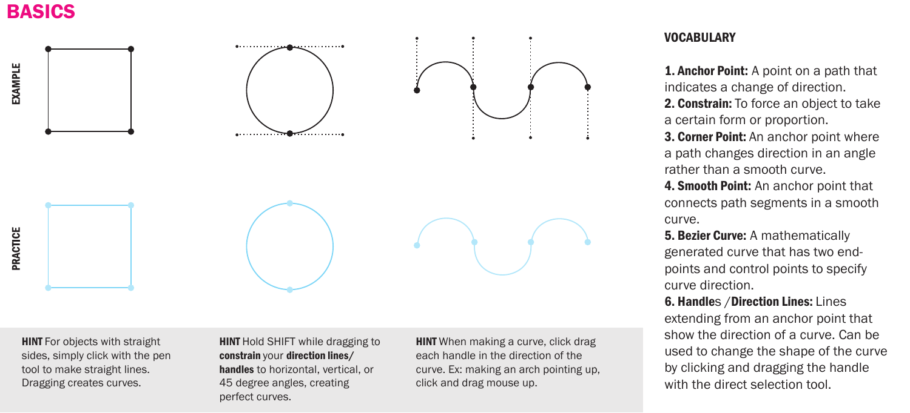# BASICS

EXAMPLE

PRACTICE

**HINT** For objects with straight sides, simply click with the pen tool to make straight lines. Dragging creates curves.

**HINT** Hold SHIFT while dragging to **constrain** your **direction lines/ handles** to horizontal, vertical, or 45 degree angles, creating perfect curves.

**HINT** When making a curve, click drag each handle in the direction of the curve. Ex: making an arch pointing up, click and drag mouse up.

## VOCABULARY

**1. Anchor Point:** A point on a path that indicates a change of direction.

**2. Constrain:** To force an object to take a certain form or proportion.

**3. Corner Point:** An anchor point where a path changes direction in an angle rather than a smooth curve.

**4. Smooth Point:** An anchor point that connects path segments in a smooth curve.

**5. Bezier Curve:** A mathematically generated curve that has two end-points and control points to specify curve direction.

**6. Handle**s /**Direction Lines:** Lines extending from an anchor point that show the direction of a curve. Can be used to change the shape of the curve by clicking and dragging the handle with the direct selection tool.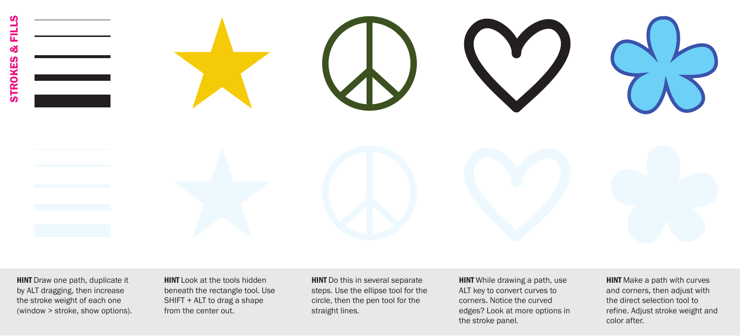# STROKES & FILLS

**HINT** Draw one path, duplicate it by ALT dragging, then increase the stroke weight of each one (window > stroke, show options).

**HINT** Look at the tools hidden beneath the rectangle tool. Use SHIFT + ALT to drag a shape from the center out.

**HINT** Do this in several separate steps. Use the ellipse tool for the circle, then the pen tool for the straight lines.

**HINT** While drawing a path, use ALT key to convert curves to corners. Notice the curved edges? Look at more options in the stroke panel.

**HINT** Make a path with curves and corners, then adjust with the direct selection tool to refine. Adjust stroke weight and color after.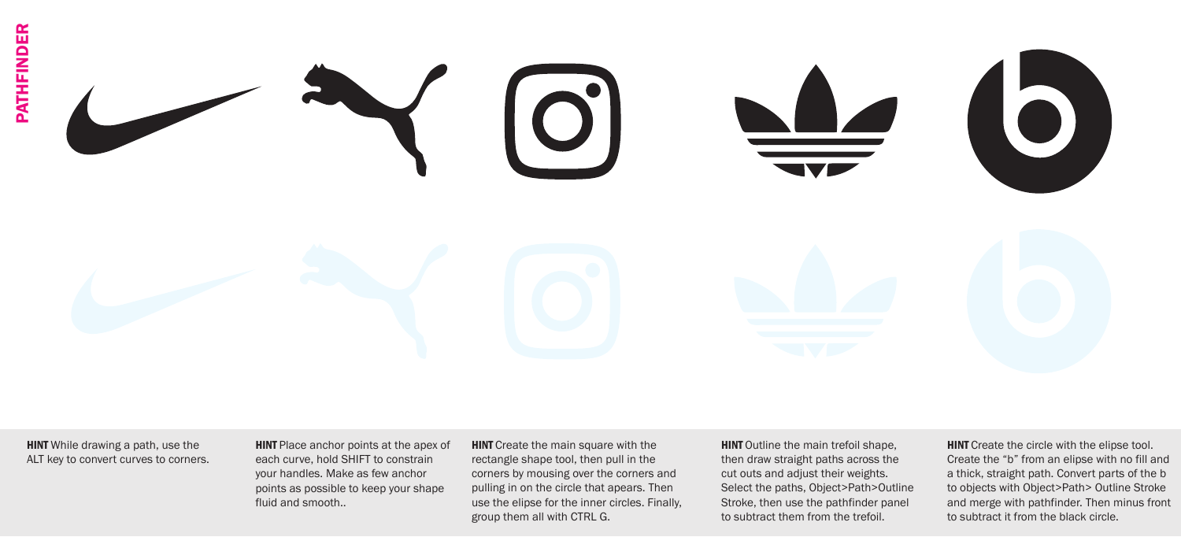# PATHFINDER

**HINT** While drawing a path, use the ALT key to convert curves to corners.

**HINT** Place anchor points at the apex of each curve, hold SHIFT to constrain your handles. Make as few anchor points as possible to keep your shape fluid and smooth..

**HINT** Create the main square with the rectangle shape tool, then pull in the corners by mousing over the corners and pulling in on the circle that apears. Then use the elipse for the inner circles. Finally, group them all with CTRL G.

**HINT** Outline the main trefoil shape, then draw straight paths across the cut outs and adjust their weights. Select the paths, Object>Path>Outline Stroke, then use the pathfinder panel to subtract them from the trefoil.

**HINT** Create the circle with the elipse tool. Create the "b" from an elipse with no fill and a thick, straight path. Convert parts of the b to objects with Object>Path> Outline Stroke and merge with pathfinder. Then minus front to subtract it from the black circle.